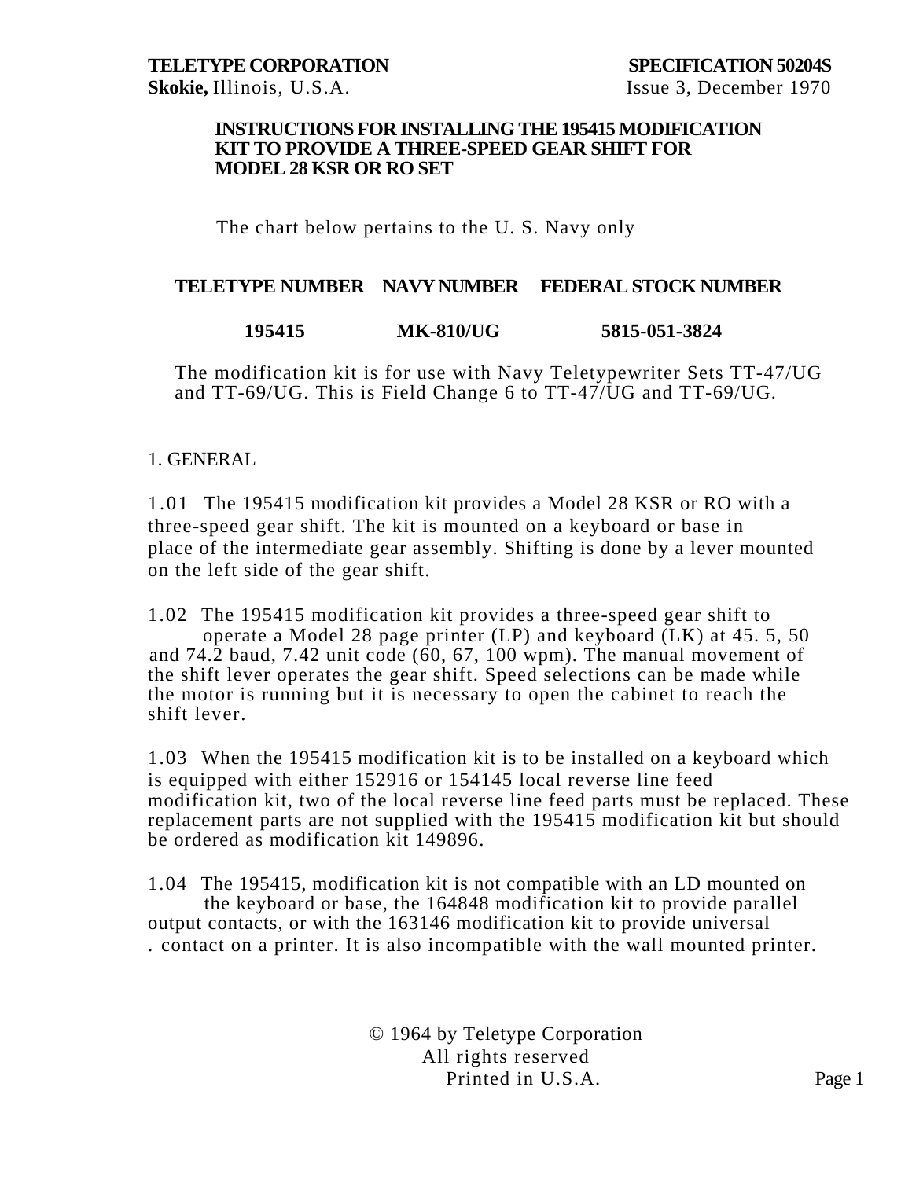**TELETYPE CORPORATION** — **SPECIFICATION 50204S**
**Skokie,** Illinois, U.S.A. — Issue 3, December 1970

# INSTRUCTIONS FOR INSTALLING THE 195415 MODIFICATION KIT TO PROVIDE A THREE-SPEED GEAR SHIFT FOR MODEL 28 KSR OR RO SET

The chart below pertains to the U. S. Navy only

| TELETYPE NUMBER | NAVY NUMBER | FEDERAL STOCK NUMBER |
|---|---|---|
| **195415** | **MK-810/UG** | **5815-051-3824** |

The modification kit is for use with Navy Teletypewriter Sets TT-47/UG and TT-69/UG. This is Field Change 6 to TT-47/UG and TT-69/UG.

## 1. GENERAL

1.01 The 195415 modification kit provides a Model 28 KSR or RO with a three-speed gear shift. The kit is mounted on a keyboard or base in place of the intermediate gear assembly. Shifting is done by a lever mounted on the left side of the gear shift.

1.02 The 195415 modification kit provides a three-speed gear shift to operate a Model 28 page printer (LP) and keyboard (LK) at 45. 5, 50 and 74.2 baud, 7.42 unit code (60, 67, 100 wpm). The manual movement of the shift lever operates the gear shift. Speed selections can be made while the motor is running but it is necessary to open the cabinet to reach the shift lever.

1.03 When the 195415 modification kit is to be installed on a keyboard which is equipped with either 152916 or 154145 local reverse line feed modification kit, two of the local reverse line feed parts must be replaced. These replacement parts are not supplied with the 195415 modification kit but should be ordered as modification kit 149896.

1.04 The 195415, modification kit is not compatible with an LD mounted on the keyboard or base, the 164848 modification kit to provide parallel output contacts, or with the 163146 modification kit to provide universal contact on a printer. It is also incompatible with the wall mounted printer.

© 1964 by Teletype Corporation
All rights reserved
Printed in U.S.A.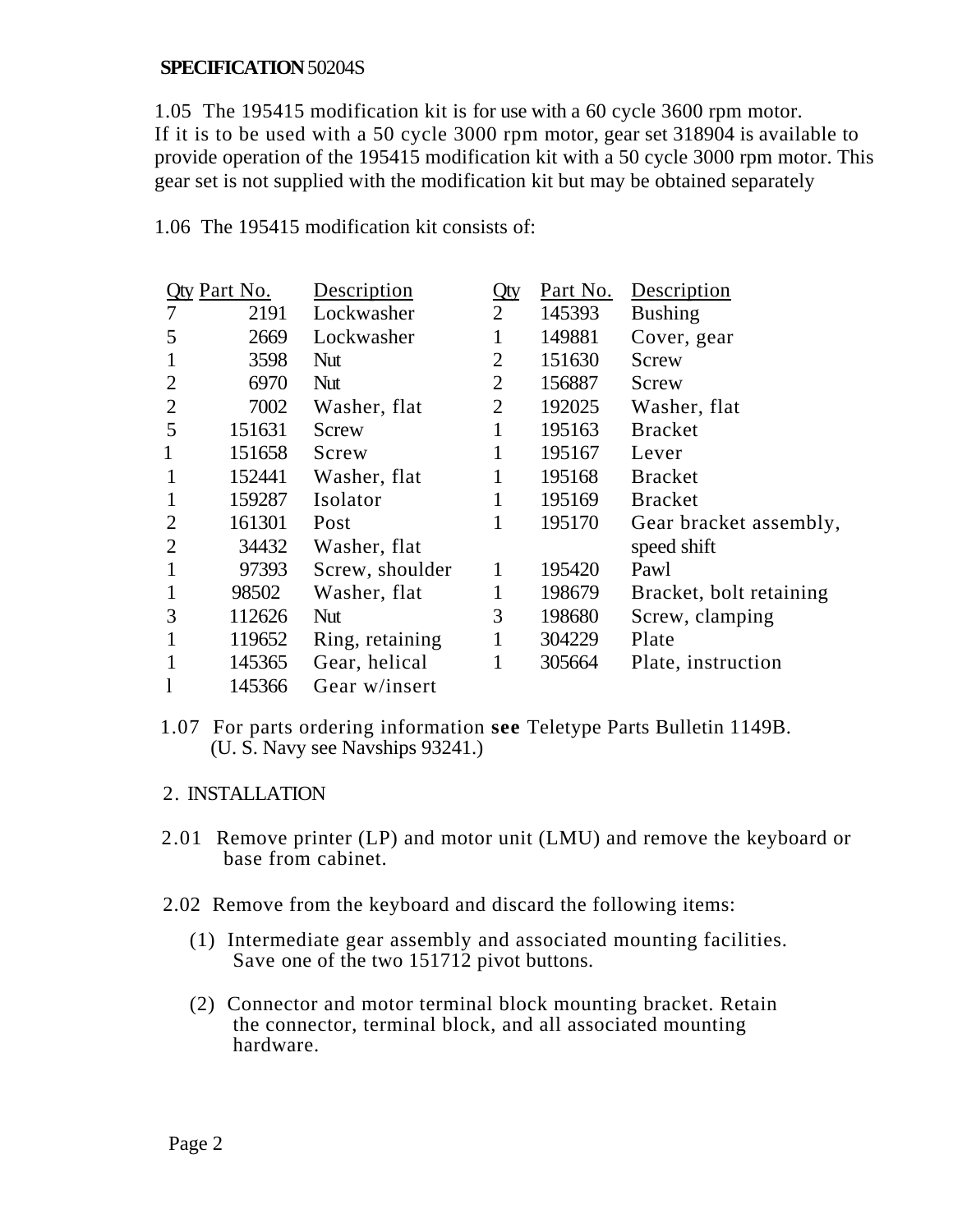**SPECIFICATION** 50204S

1.05 The 195415 modification kit is for use with a 60 cycle 3600 rpm motor. If it is to be used with a 50 cycle 3000 rpm motor, gear set 318904 is available to provide operation of the 195415 modification kit with a 50 cycle 3000 rpm motor. This gear set is not supplied with the modification kit but may be obtained separately

1.06 The 195415 modification kit consists of:

| Qty | Part No. | Description | Qty | Part No. | Description |
|---|---|---|---|---|---|
| 7 | 2191 | Lockwasher | 2 | 145393 | Bushing |
| 5 | 2669 | Lockwasher | 1 | 149881 | Cover, gear |
| 1 | 3598 | Nut | 2 | 151630 | Screw |
| 2 | 6970 | Nut | 2 | 156887 | Screw |
| 2 | 7002 | Washer, flat | 2 | 192025 | Washer, flat |
| 5 | 151631 | Screw | 1 | 195163 | Bracket |
| 1 | 151658 | Screw | 1 | 195167 | Lever |
| 1 | 152441 | Washer, flat | 1 | 195168 | Bracket |
| 1 | 159287 | Isolator | 1 | 195169 | Bracket |
| 2 | 161301 | Post | 1 | 195170 | Gear bracket assembly, speed shift |
| 2 | 34432 | Washer, flat | | | |
| 1 | 97393 | Screw, shoulder | 1 | 195420 | Pawl |
| 1 | 98502 | Washer, flat | 1 | 198679 | Bracket, bolt retaining |
| 3 | 112626 | Nut | 3 | 198680 | Screw, clamping |
| 1 | 119652 | Ring, retaining | 1 | 304229 | Plate |
| 1 | 145365 | Gear, helical | 1 | 305664 | Plate, instruction |
| l | 145366 | Gear w/insert | | | |

1.07 For parts ordering information **see** Teletype Parts Bulletin 1149B. (U. S. Navy see Navships 93241.)

## 2. INSTALLATION

2.01 Remove printer (LP) and motor unit (LMU) and remove the keyboard or base from cabinet.

2.02 Remove from the keyboard and discard the following items:

(1) Intermediate gear assembly and associated mounting facilities. Save one of the two 151712 pivot buttons.

(2) Connector and motor terminal block mounting bracket. Retain the connector, terminal block, and all associated mounting hardware.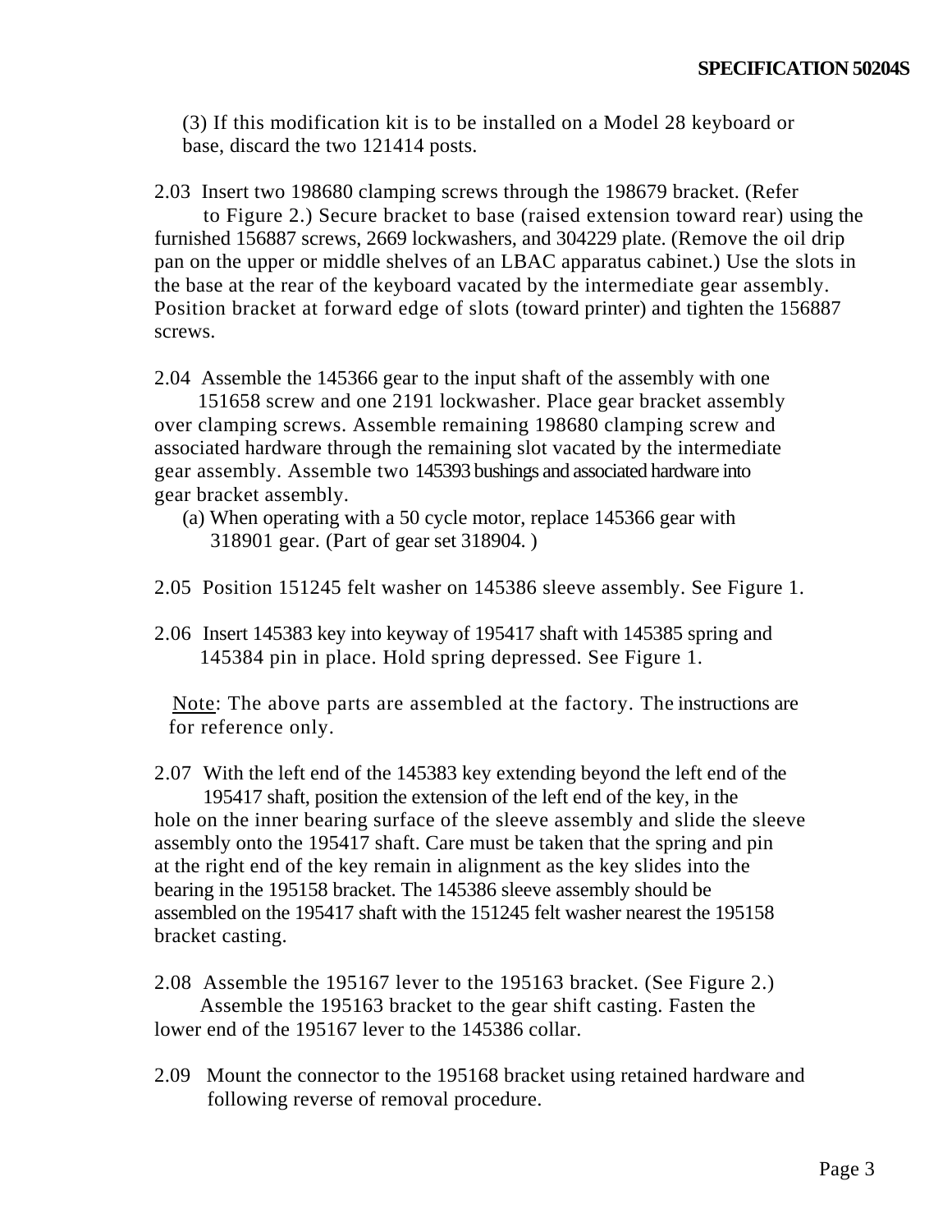(3) If this modification kit is to be installed on a Model 28 keyboard or base, discard the two 121414 posts.

2.03 Insert two 198680 clamping screws through the 198679 bracket. (Refer to Figure 2.) Secure bracket to base (raised extension toward rear) using the furnished 156887 screws, 2669 lockwashers, and 304229 plate. (Remove the oil drip pan on the upper or middle shelves of an LBAC apparatus cabinet.) Use the slots in the base at the rear of the keyboard vacated by the intermediate gear assembly. Position bracket at forward edge of slots (toward printer) and tighten the 156887 screws.

2.04 Assemble the 145366 gear to the input shaft of the assembly with one 151658 screw and one 2191 lockwasher. Place gear bracket assembly over clamping screws. Assemble remaining 198680 clamping screw and associated hardware through the remaining slot vacated by the intermediate gear assembly. Assemble two 145393 bushings and associated hardware into gear bracket assembly.

(a) When operating with a 50 cycle motor, replace 145366 gear with 318901 gear. (Part of gear set 318904. )

2.05 Position 151245 felt washer on 145386 sleeve assembly. See Figure 1.

2.06 Insert 145383 key into keyway of 195417 shaft with 145385 spring and 145384 pin in place. Hold spring depressed. See Figure 1.

Note: The above parts are assembled at the factory. The instructions are for reference only.

2.07 With the left end of the 145383 key extending beyond the left end of the 195417 shaft, position the extension of the left end of the key, in the hole on the inner bearing surface of the sleeve assembly and slide the sleeve assembly onto the 195417 shaft. Care must be taken that the spring and pin at the right end of the key remain in alignment as the key slides into the bearing in the 195158 bracket. The 145386 sleeve assembly should be assembled on the 195417 shaft with the 151245 felt washer nearest the 195158 bracket casting.

2.08 Assemble the 195167 lever to the 195163 bracket. (See Figure 2.) Assemble the 195163 bracket to the gear shift casting. Fasten the lower end of the 195167 lever to the 145386 collar.

2.09 Mount the connector to the 195168 bracket using retained hardware and following reverse of removal procedure.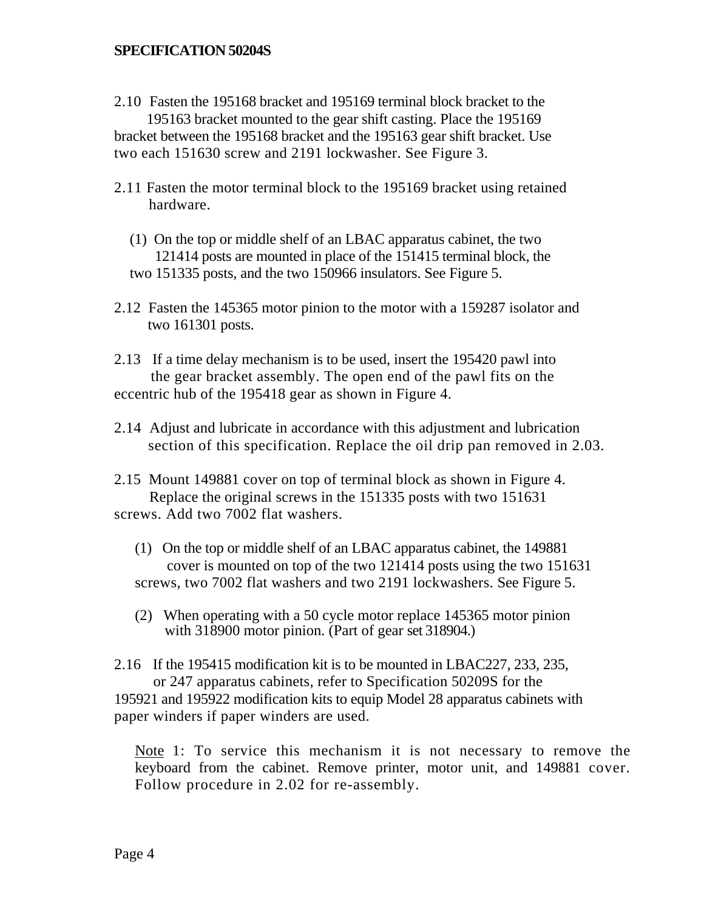2.10 Fasten the 195168 bracket and 195169 terminal block bracket to the 195163 bracket mounted to the gear shift casting. Place the 195169 bracket between the 195168 bracket and the 195163 gear shift bracket. Use two each 151630 screw and 2191 lockwasher. See Figure 3.

2.11 Fasten the motor terminal block to the 195169 bracket using retained hardware.

(1) On the top or middle shelf of an LBAC apparatus cabinet, the two 121414 posts are mounted in place of the 151415 terminal block, the two 151335 posts, and the two 150966 insulators. See Figure 5.

2.12 Fasten the 145365 motor pinion to the motor with a 159287 isolator and two 161301 posts.

2.13 If a time delay mechanism is to be used, insert the 195420 pawl into the gear bracket assembly. The open end of the pawl fits on the eccentric hub of the 195418 gear as shown in Figure 4.

2.14 Adjust and lubricate in accordance with this adjustment and lubrication section of this specification. Replace the oil drip pan removed in 2.03.

2.15 Mount 149881 cover on top of terminal block as shown in Figure 4. Replace the original screws in the 151335 posts with two 151631 screws. Add two 7002 flat washers.

(1) On the top or middle shelf of an LBAC apparatus cabinet, the 149881 cover is mounted on top of the two 121414 posts using the two 151631 screws, two 7002 flat washers and two 2191 lockwashers. See Figure 5.

(2) When operating with a 50 cycle motor replace 145365 motor pinion with 318900 motor pinion. (Part of gear set 318904.)

2.16 If the 195415 modification kit is to be mounted in LBAC227, 233, 235, or 247 apparatus cabinets, refer to Specification 50209S for the 195921 and 195922 modification kits to equip Model 28 apparatus cabinets with paper winders if paper winders are used.

Note 1: To service this mechanism it is not necessary to remove the keyboard from the cabinet. Remove printer, motor unit, and 149881 cover. Follow procedure in 2.02 for re-assembly.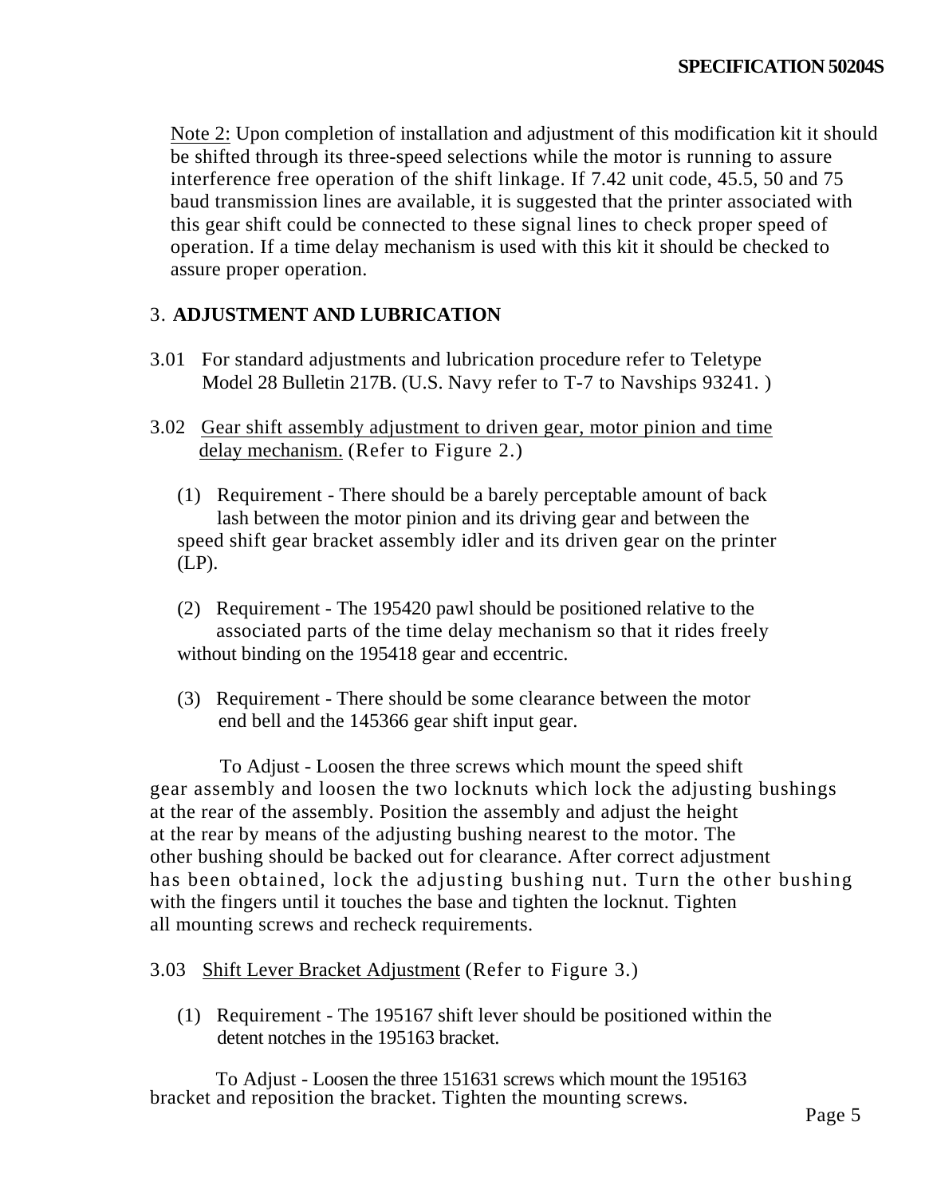Note 2: Upon completion of installation and adjustment of this modification kit it should be shifted through its three-speed selections while the motor is running to assure interference free operation of the shift linkage. If 7.42 unit code, 45.5, 50 and 75 baud transmission lines are available, it is suggested that the printer associated with this gear shift could be connected to these signal lines to check proper speed of operation. If a time delay mechanism is used with this kit it should be checked to assure proper operation.

## 3. ADJUSTMENT AND LUBRICATION

3.01 For standard adjustments and lubrication procedure refer to Teletype Model 28 Bulletin 217B. (U.S. Navy refer to T-7 to Navships 93241. )

3.02 Gear shift assembly adjustment to driven gear, motor pinion and time delay mechanism. (Refer to Figure 2.)

(1) Requirement - There should be a barely perceptable amount of back lash between the motor pinion and its driving gear and between the speed shift gear bracket assembly idler and its driven gear on the printer (LP).

(2) Requirement - The 195420 pawl should be positioned relative to the associated parts of the time delay mechanism so that it rides freely without binding on the 195418 gear and eccentric.

(3) Requirement - There should be some clearance between the motor end bell and the 145366 gear shift input gear.

To Adjust - Loosen the three screws which mount the speed shift gear assembly and loosen the two locknuts which lock the adjusting bushings at the rear of the assembly. Position the assembly and adjust the height at the rear by means of the adjusting bushing nearest to the motor. The other bushing should be backed out for clearance. After correct adjustment has been obtained, lock the adjusting bushing nut. Turn the other bushing with the fingers until it touches the base and tighten the locknut. Tighten all mounting screws and recheck requirements.

3.03 Shift Lever Bracket Adjustment (Refer to Figure 3.)

(1) Requirement - The 195167 shift lever should be positioned within the detent notches in the 195163 bracket.

To Adjust - Loosen the three 151631 screws which mount the 195163 bracket and reposition the bracket. Tighten the mounting screws.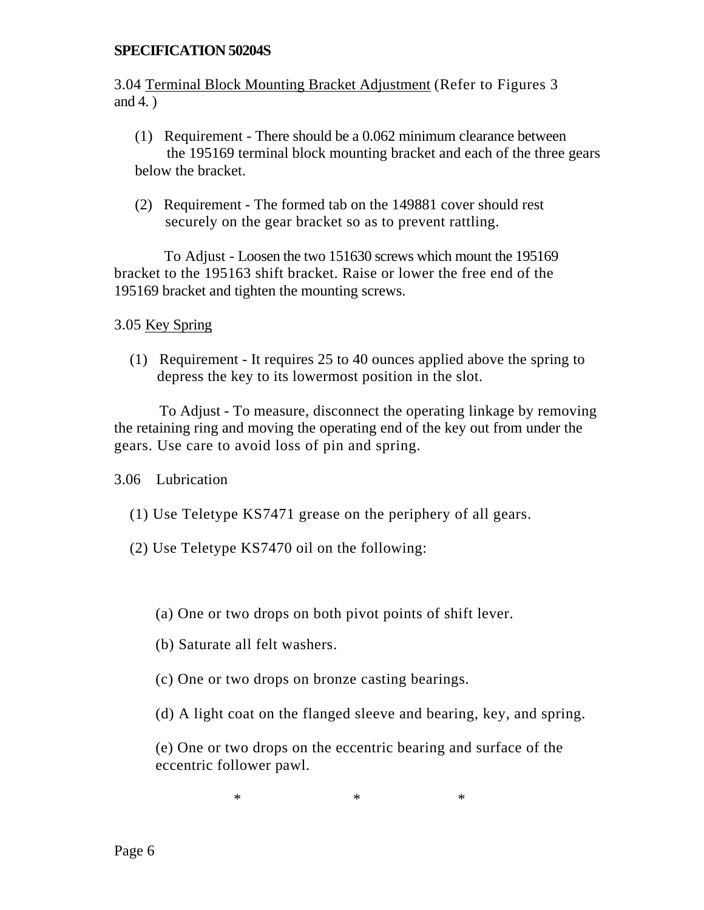3.04 Terminal Block Mounting Bracket Adjustment (Refer to Figures 3 and 4. )

(1) Requirement - There should be a 0.062 minimum clearance between the 195169 terminal block mounting bracket and each of the three gears below the bracket.

(2) Requirement - The formed tab on the 149881 cover should rest securely on the gear bracket so as to prevent rattling.

To Adjust - Loosen the two 151630 screws which mount the 195169 bracket to the 195163 shift bracket. Raise or lower the free end of the 195169 bracket and tighten the mounting screws.

3.05 Key Spring

(1) Requirement - It requires 25 to 40 ounces applied above the spring to depress the key to its lowermost position in the slot.

To Adjust - To measure, disconnect the operating linkage by removing the retaining ring and moving the operating end of the key out from under the gears. Use care to avoid loss of pin and spring.

3.06 Lubrication

(1) Use Teletype KS7471 grease on the periphery of all gears.

(2) Use Teletype KS7470 oil on the following:

(a) One or two drops on both pivot points of shift lever.

(b) Saturate all felt washers.

(c) One or two drops on bronze casting bearings.

(d) A light coat on the flanged sleeve and bearing, key, and spring.

(e) One or two drops on the eccentric bearing and surface of the eccentric follower pawl.

\* \* \*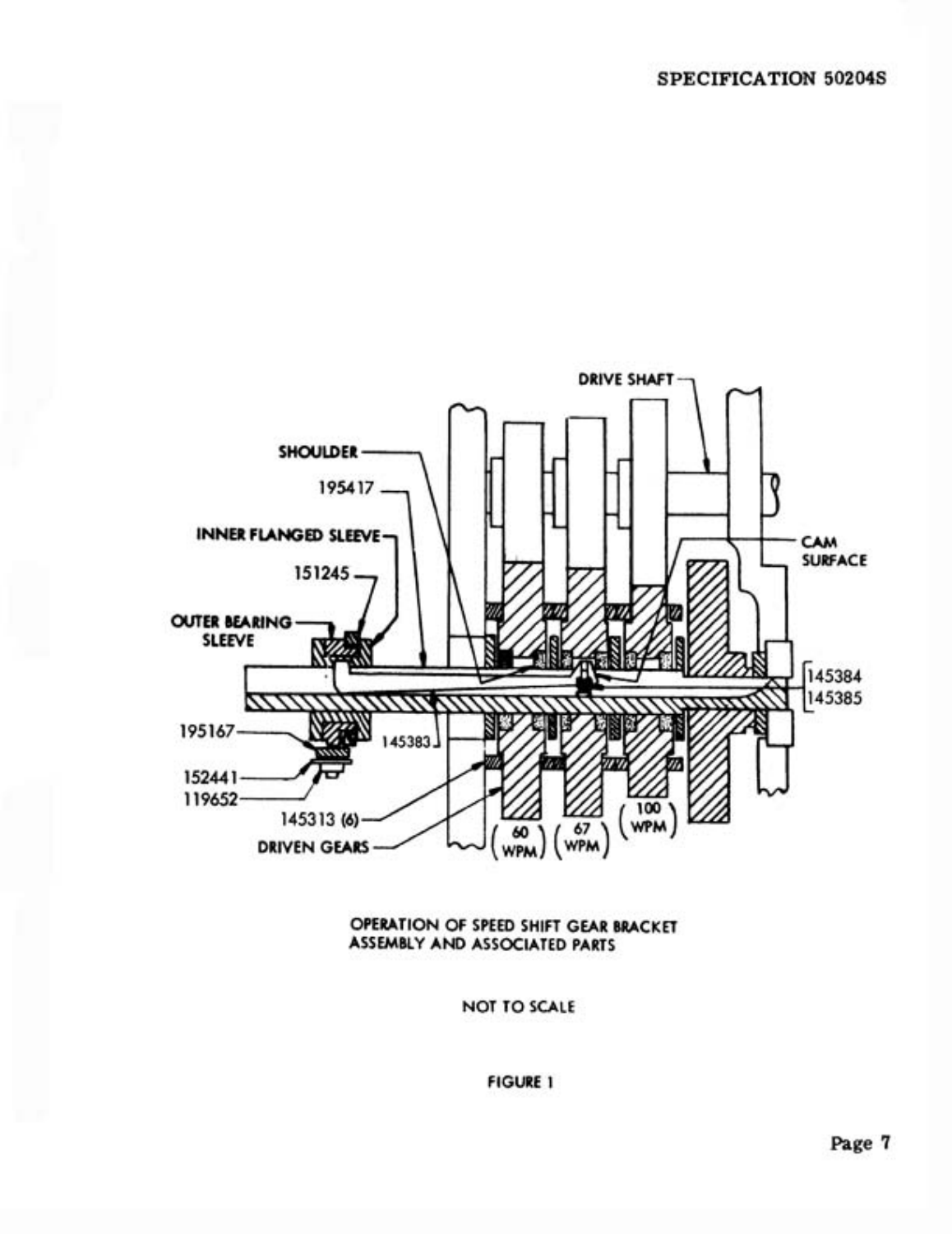DRIVE SHAFT

SHOULDER

195417

INNER FLANGED SLEEVE

151245

OUTER BEARING SLEEVE

CAM SURFACE

145384

145385

195167

145383

152441

119652

145313 (6)

DRIVEN GEARS

(60 WPM) (67 WPM) (100 WPM)

OPERATION OF SPEED SHIFT GEAR BRACKET ASSEMBLY AND ASSOCIATED PARTS

NOT TO SCALE

FIGURE 1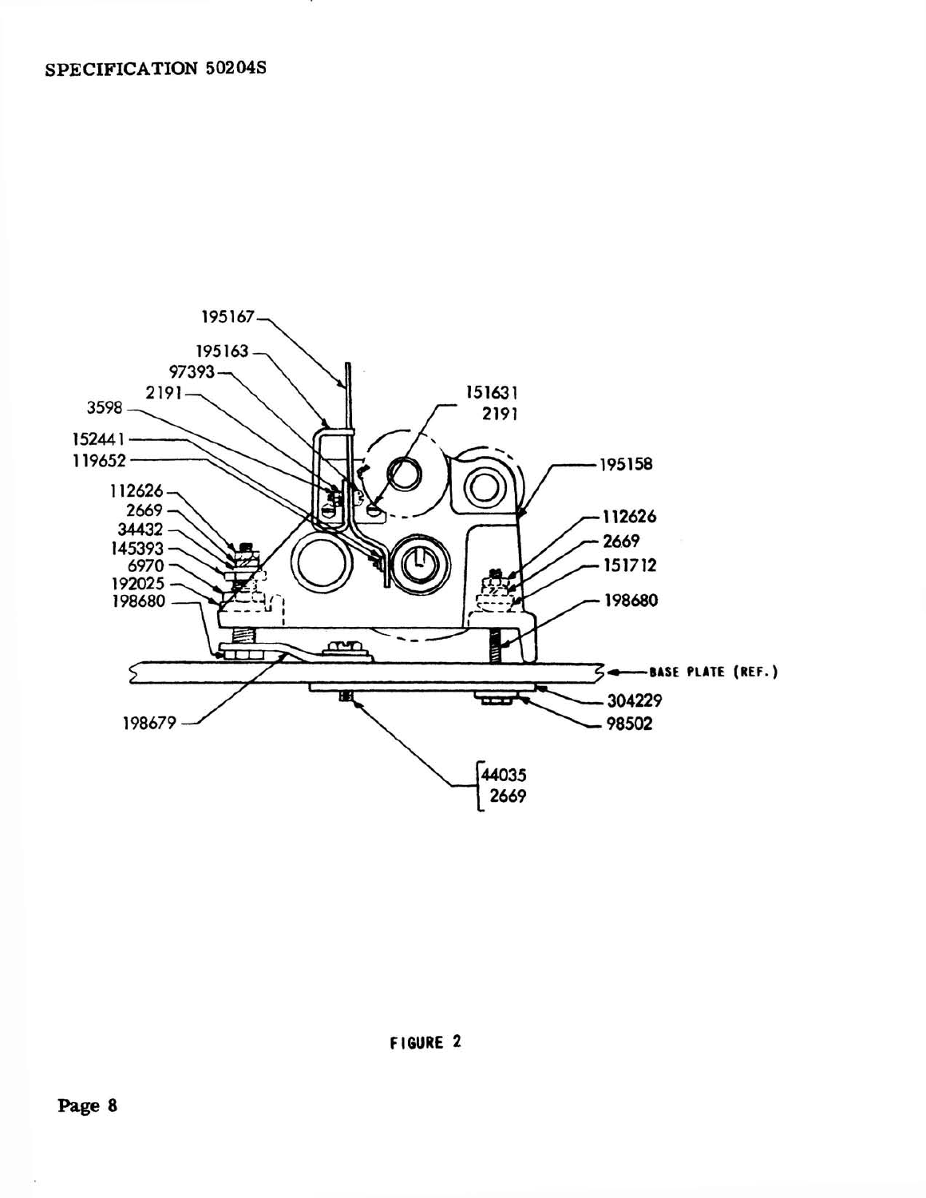FIGURE 2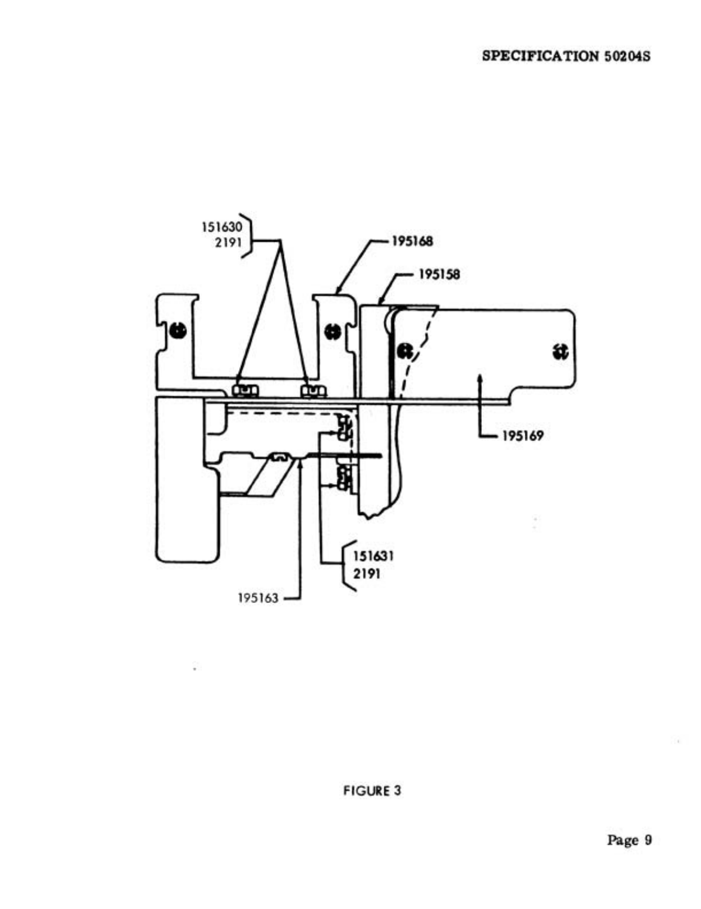151630
2191

195168

195158

195169

151631
2191

195163

FIGURE 3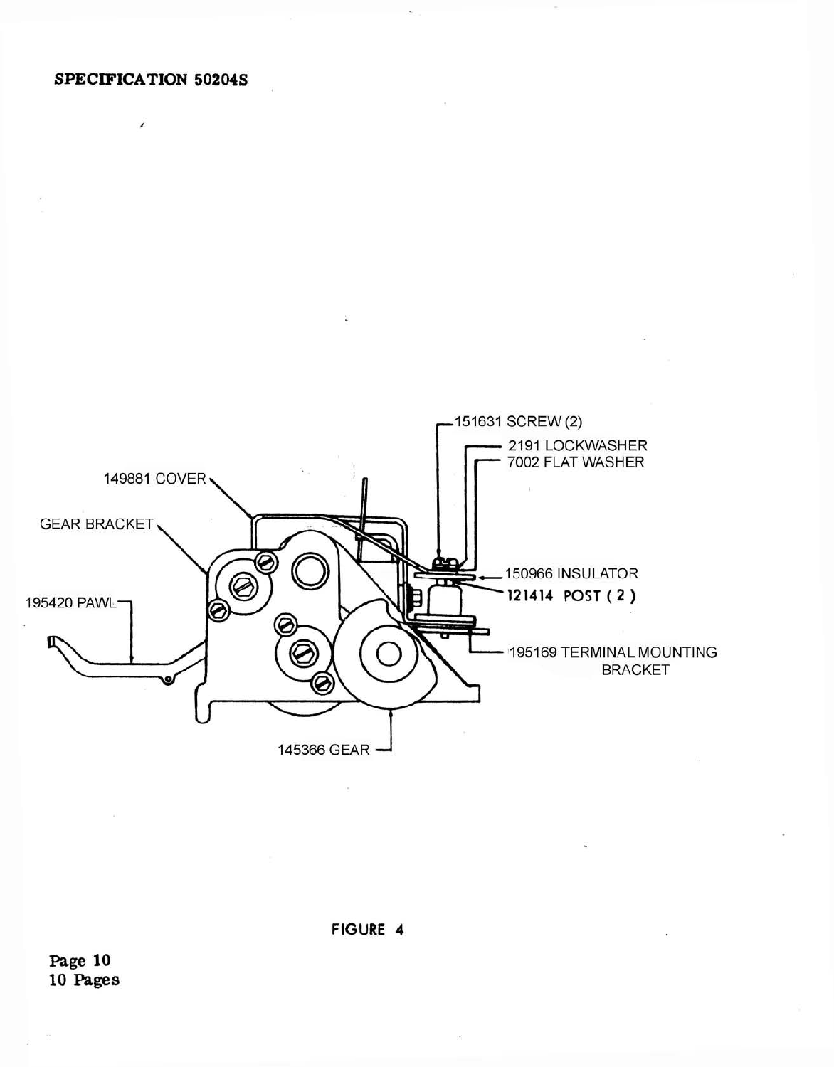151631 SCREW (2)
2191 LOCKWASHER
7002 FLAT WASHER
149881 COVER
GEAR BRACKET
150966 INSULATOR
121414 POST (2)
195420 PAWL
195169 TERMINAL MOUNTING BRACKET
145366 GEAR

FIGURE 4